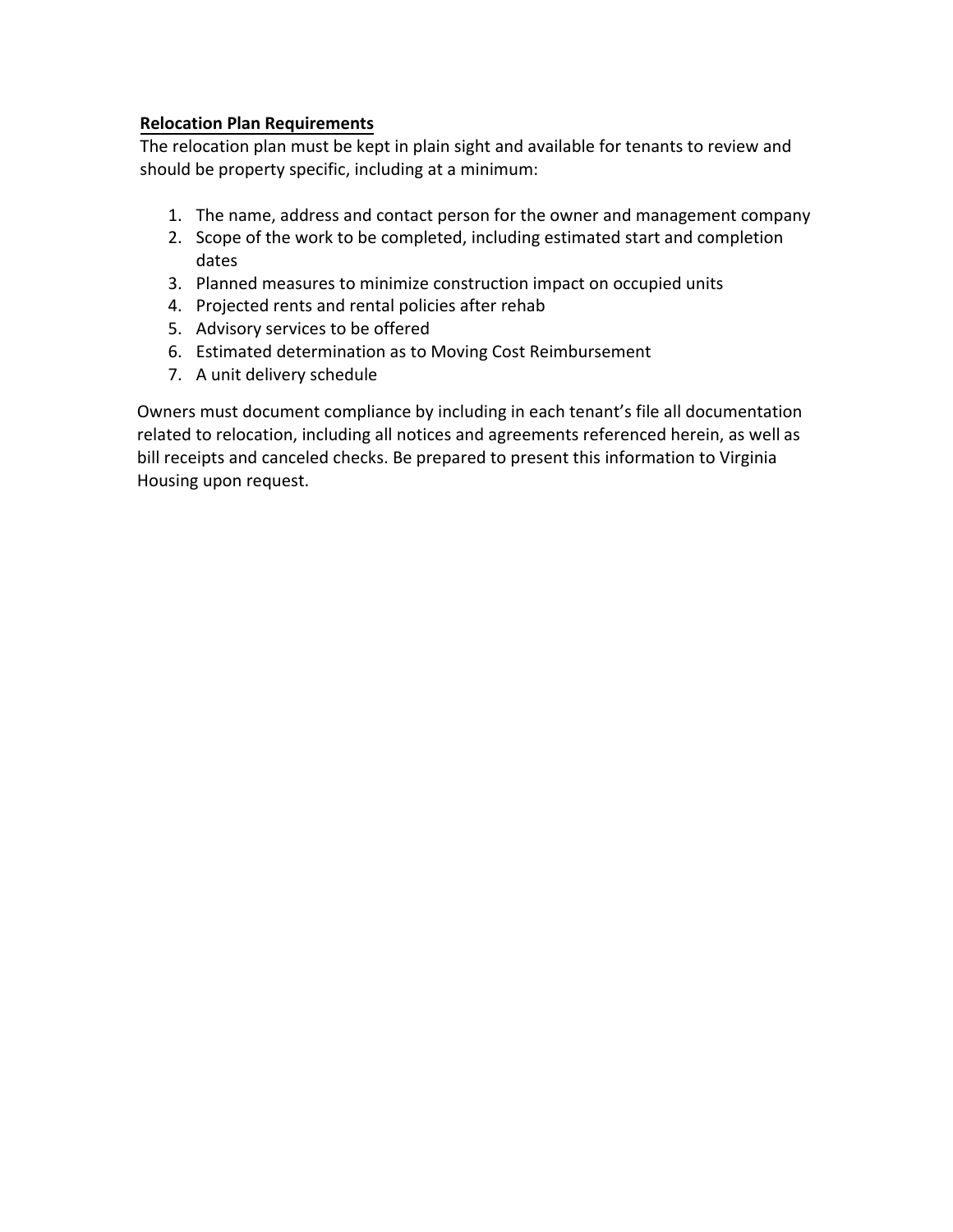## Relocation Plan Requirements

The relocation plan must be kept in plain sight and available for tenants to review and should be property specific, including at a minimum:

1. The name, address and contact person for the owner and management company
2. Scope of the work to be completed, including estimated start and completion dates
3. Planned measures to minimize construction impact on occupied units
4. Projected rents and rental policies after rehab
5. Advisory services to be offered
6. Estimated determination as to Moving Cost Reimbursement
7. A unit delivery schedule

Owners must document compliance by including in each tenant's file all documentation related to relocation, including all notices and agreements referenced herein, as well as bill receipts and canceled checks. Be prepared to present this information to Virginia Housing upon request.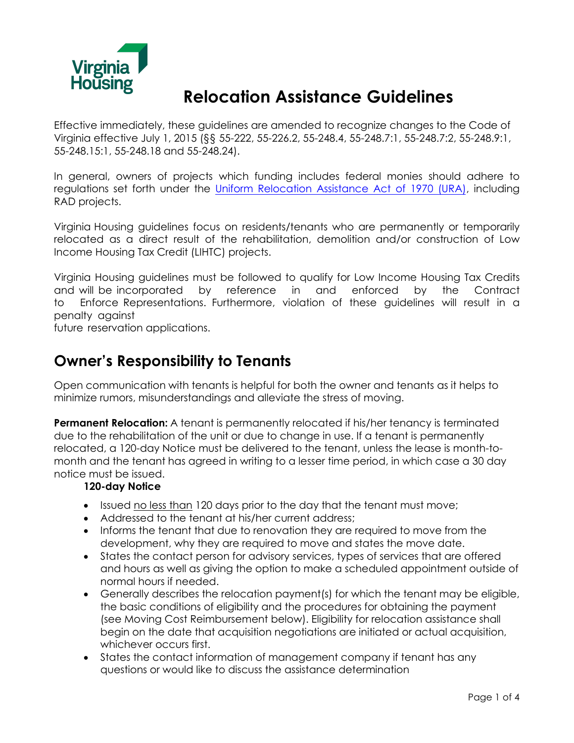# Relocation Assistance Guidelines

Effective immediately, these guidelines are amended to recognize changes to the Code of Virginia effective July 1, 2015 (§§ 55-222, 55-226.2, 55-248.4, 55-248.7:1, 55-248.7:2, 55-248.9:1, 55-248.15:1, 55-248.18 and 55-248.24).

In general, owners of projects which funding includes federal monies should adhere to regulations set forth under the Uniform Relocation Assistance Act of 1970 (URA), including RAD projects.

Virginia Housing guidelines focus on residents/tenants who are permanently or temporarily relocated as a direct result of the rehabilitation, demolition and/or construction of Low Income Housing Tax Credit (LIHTC) projects.

Virginia Housing guidelines must be followed to qualify for Low Income Housing Tax Credits and will be incorporated by reference in and enforced by the Contract to Enforce Representations. Furthermore, violation of these guidelines will result in a penalty against future reservation applications.

## Owner's Responsibility to Tenants

Open communication with tenants is helpful for both the owner and tenants as it helps to minimize rumors, misunderstandings and alleviate the stress of moving.

**Permanent Relocation:** A tenant is permanently relocated if his/her tenancy is terminated due to the rehabilitation of the unit or due to change in use. If a tenant is permanently relocated, a 120-day Notice must be delivered to the tenant, unless the lease is month-to-month and the tenant has agreed in writing to a lesser time period, in which case a 30 day notice must be issued.

**120-day Notice**

- Issued no less than 120 days prior to the day that the tenant must move;
- Addressed to the tenant at his/her current address;
- Informs the tenant that due to renovation they are required to move from the development, why they are required to move and states the move date.
- States the contact person for advisory services, types of services that are offered and hours as well as giving the option to make a scheduled appointment outside of normal hours if needed.
- Generally describes the relocation payment(s) for which the tenant may be eligible, the basic conditions of eligibility and the procedures for obtaining the payment (see Moving Cost Reimbursement below). Eligibility for relocation assistance shall begin on the date that acquisition negotiations are initiated or actual acquisition, whichever occurs first.
- States the contact information of management company if tenant has any questions or would like to discuss the assistance determination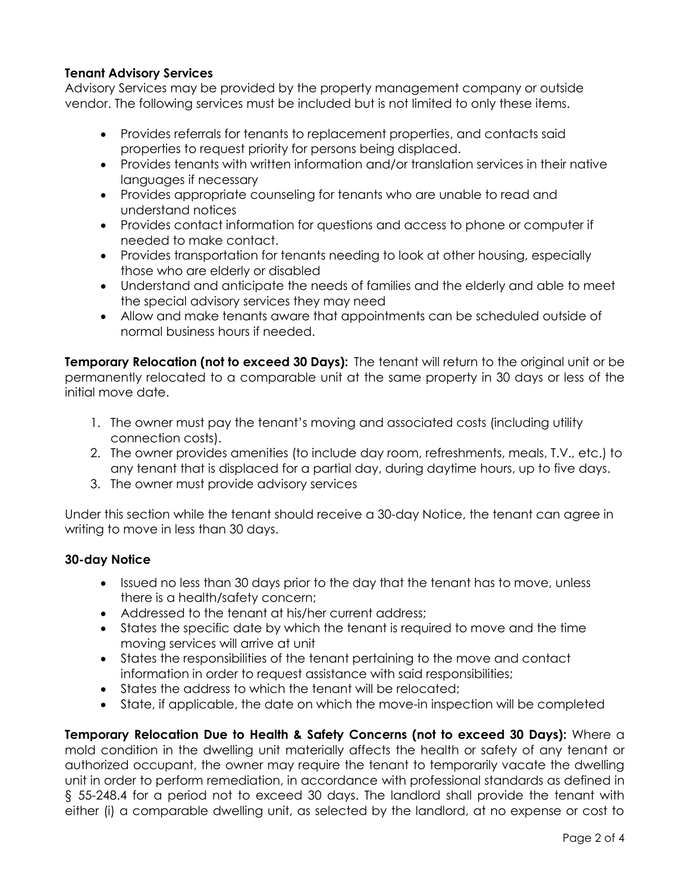**Tenant Advisory Services**

Advisory Services may be provided by the property management company or outside vendor. The following services must be included but is not limited to only these items.

- Provides referrals for tenants to replacement properties, and contacts said properties to request priority for persons being displaced.
- Provides tenants with written information and/or translation services in their native languages if necessary
- Provides appropriate counseling for tenants who are unable to read and understand notices
- Provides contact information for questions and access to phone or computer if needed to make contact.
- Provides transportation for tenants needing to look at other housing, especially those who are elderly or disabled
- Understand and anticipate the needs of families and the elderly and able to meet the special advisory services they may need
- Allow and make tenants aware that appointments can be scheduled outside of normal business hours if needed.

**Temporary Relocation (not to exceed 30 Days):** The tenant will return to the original unit or be permanently relocated to a comparable unit at the same property in 30 days or less of the initial move date.

1. The owner must pay the tenant's moving and associated costs (including utility connection costs).
2. The owner provides amenities (to include day room, refreshments, meals, T.V., etc.) to any tenant that is displaced for a partial day, during daytime hours, up to five days.
3. The owner must provide advisory services

Under this section while the tenant should receive a 30-day Notice, the tenant can agree in writing to move in less than 30 days.

**30-day Notice**

- Issued no less than 30 days prior to the day that the tenant has to move, unless there is a health/safety concern;
- Addressed to the tenant at his/her current address;
- States the specific date by which the tenant is required to move and the time moving services will arrive at unit
- States the responsibilities of the tenant pertaining to the move and contact information in order to request assistance with said responsibilities;
- States the address to which the tenant will be relocated;
- State, if applicable, the date on which the move-in inspection will be completed

**Temporary Relocation Due to Health & Safety Concerns (not to exceed 30 Days):** Where a mold condition in the dwelling unit materially affects the health or safety of any tenant or authorized occupant, the owner may require the tenant to temporarily vacate the dwelling unit in order to perform remediation, in accordance with professional standards as defined in § 55-248.4 for a period not to exceed 30 days. The landlord shall provide the tenant with either (i) a comparable dwelling unit, as selected by the landlord, at no expense or cost to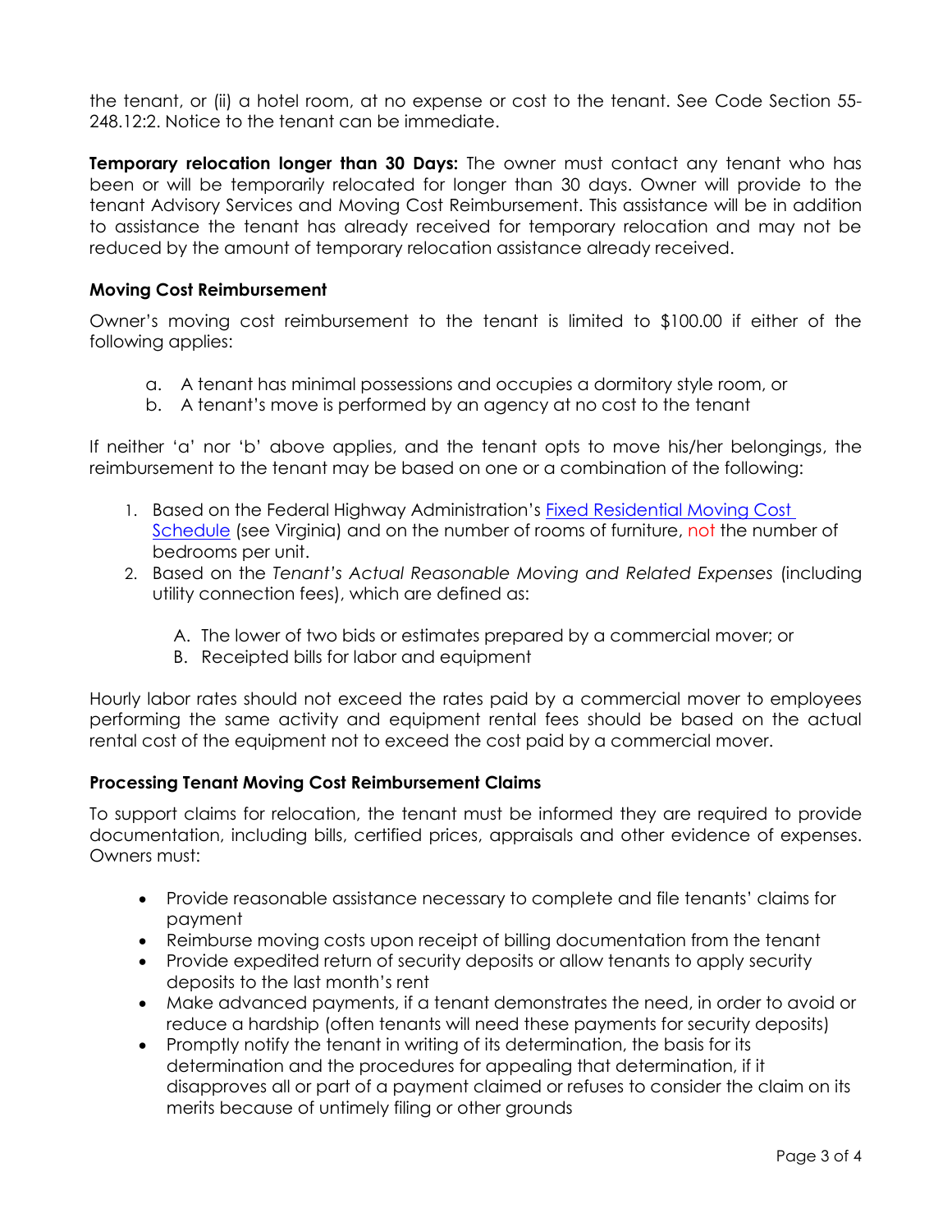the tenant, or (ii) a hotel room, at no expense or cost to the tenant. See Code Section 55-248.12:2. Notice to the tenant can be immediate.

**Temporary relocation longer than 30 Days:** The owner must contact any tenant who has been or will be temporarily relocated for longer than 30 days. Owner will provide to the tenant Advisory Services and Moving Cost Reimbursement. This assistance will be in addition to assistance the tenant has already received for temporary relocation and may not be reduced by the amount of temporary relocation assistance already received.

### Moving Cost Reimbursement

Owner's moving cost reimbursement to the tenant is limited to $100.00 if either of the following applies:

a. A tenant has minimal possessions and occupies a dormitory style room, or
b. A tenant's move is performed by an agency at no cost to the tenant

If neither 'a' nor 'b' above applies, and the tenant opts to move his/her belongings, the reimbursement to the tenant may be based on one or a combination of the following:

1. Based on the Federal Highway Administration's Fixed Residential Moving Cost Schedule (see Virginia) and on the number of rooms of furniture, not the number of bedrooms per unit.
2. Based on the *Tenant's Actual Reasonable Moving and Related Expenses* (including utility connection fees), which are defined as:

   A. The lower of two bids or estimates prepared by a commercial mover; or
   B. Receipted bills for labor and equipment

Hourly labor rates should not exceed the rates paid by a commercial mover to employees performing the same activity and equipment rental fees should be based on the actual rental cost of the equipment not to exceed the cost paid by a commercial mover.

### Processing Tenant Moving Cost Reimbursement Claims

To support claims for relocation, the tenant must be informed they are required to provide documentation, including bills, certified prices, appraisals and other evidence of expenses. Owners must:

- Provide reasonable assistance necessary to complete and file tenants' claims for payment
- Reimburse moving costs upon receipt of billing documentation from the tenant
- Provide expedited return of security deposits or allow tenants to apply security deposits to the last month's rent
- Make advanced payments, if a tenant demonstrates the need, in order to avoid or reduce a hardship (often tenants will need these payments for security deposits)
- Promptly notify the tenant in writing of its determination, the basis for its determination and the procedures for appealing that determination, if it disapproves all or part of a payment claimed or refuses to consider the claim on its merits because of untimely filing or other grounds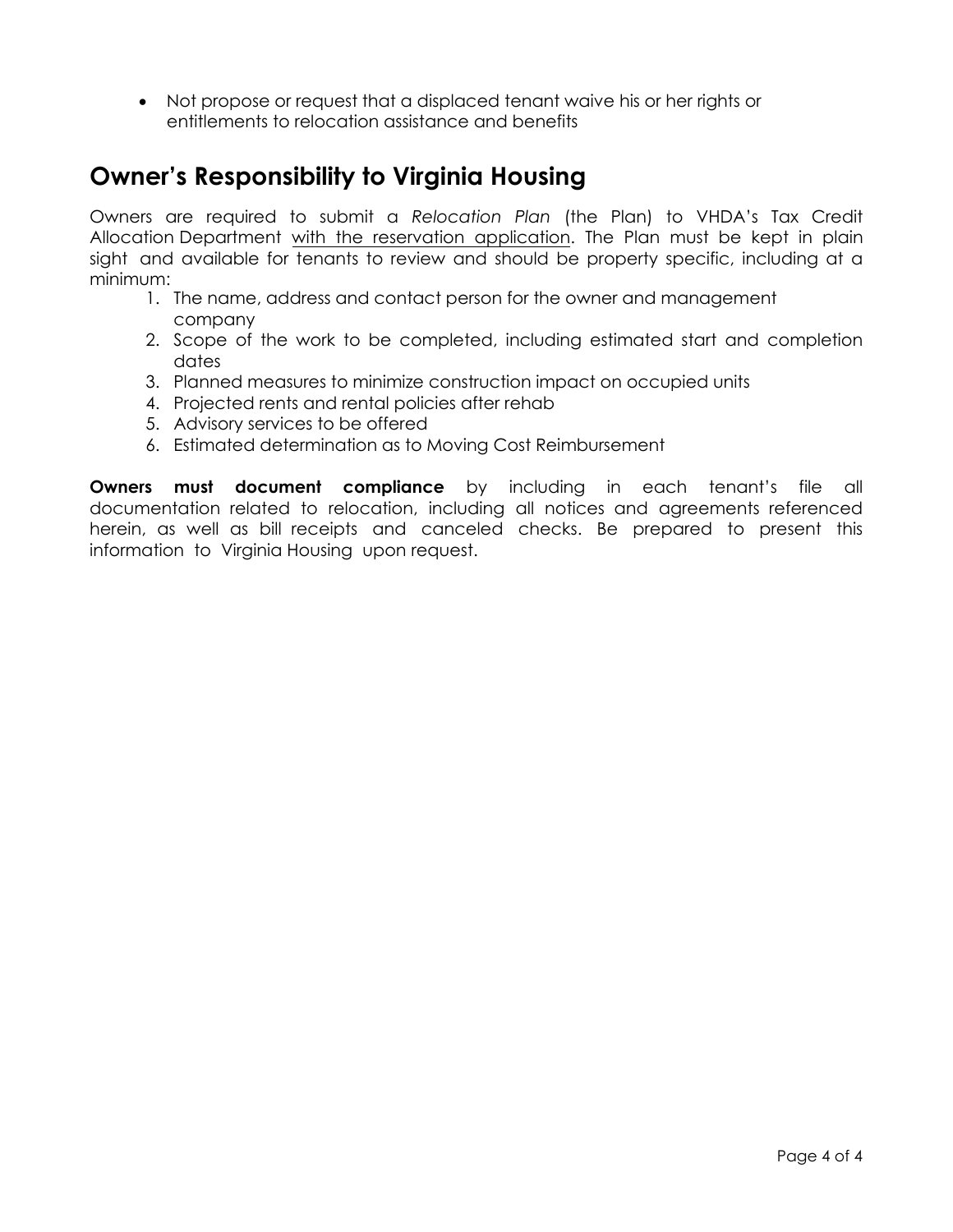- Not propose or request that a displaced tenant waive his or her rights or entitlements to relocation assistance and benefits

## Owner's Responsibility to Virginia Housing

Owners are required to submit a *Relocation Plan* (the Plan) to VHDA's Tax Credit Allocation Department with the reservation application. The Plan must be kept in plain sight and available for tenants to review and should be property specific, including at a minimum:

1. The name, address and contact person for the owner and management company
2. Scope of the work to be completed, including estimated start and completion dates
3. Planned measures to minimize construction impact on occupied units
4. Projected rents and rental policies after rehab
5. Advisory services to be offered
6. Estimated determination as to Moving Cost Reimbursement

**Owners must document compliance** by including in each tenant's file all documentation related to relocation, including all notices and agreements referenced herein, as well as bill receipts and canceled checks. Be prepared to present this information to Virginia Housing upon request.